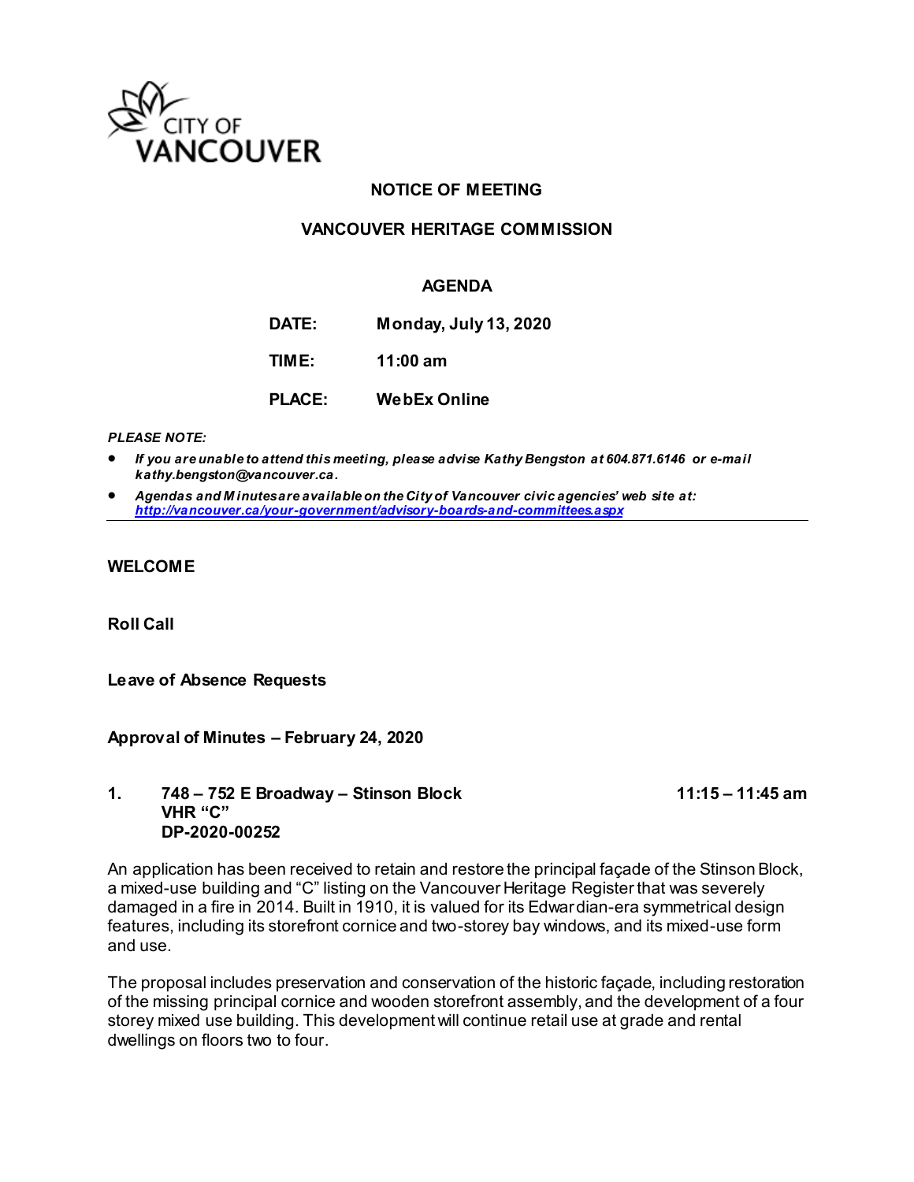CITY OF VANCOUVER

# NOTICE OF MEETING

## VANCOUVER HERITAGE COMMISSION

### AGENDA

**DATE:** Monday, July 13, 2020

**TIME:** 11:00 am

**PLACE:** WebEx Online

***PLEASE NOTE:***

- ***If you are unable to attend this meeting, please advise Kathy Bengston at 604.871.6146 or e-mail kathy.bengston@vancouver.ca.***
- ***Agendas and Minutes are available on the City of Vancouver civic agencies' web site at: http://vancouver.ca/your-government/advisory-boards-and-committees.aspx***

---

**WELCOME**

**Roll Call**

**Leave of Absence Requests**

**Approval of Minutes – February 24, 2020**

**1. 748 – 752 E Broadway – Stinson Block** **11:15 – 11:45 am**
**VHR "C"**
**DP-2020-00252**

An application has been received to retain and restore the principal façade of the Stinson Block, a mixed-use building and "C" listing on the Vancouver Heritage Register that was severely damaged in a fire in 2014. Built in 1910, it is valued for its Edwardian-era symmetrical design features, including its storefront cornice and two-storey bay windows, and its mixed-use form and use.

The proposal includes preservation and conservation of the historic façade, including restoration of the missing principal cornice and wooden storefront assembly, and the development of a four storey mixed use building. This development will continue retail use at grade and rental dwellings on floors two to four.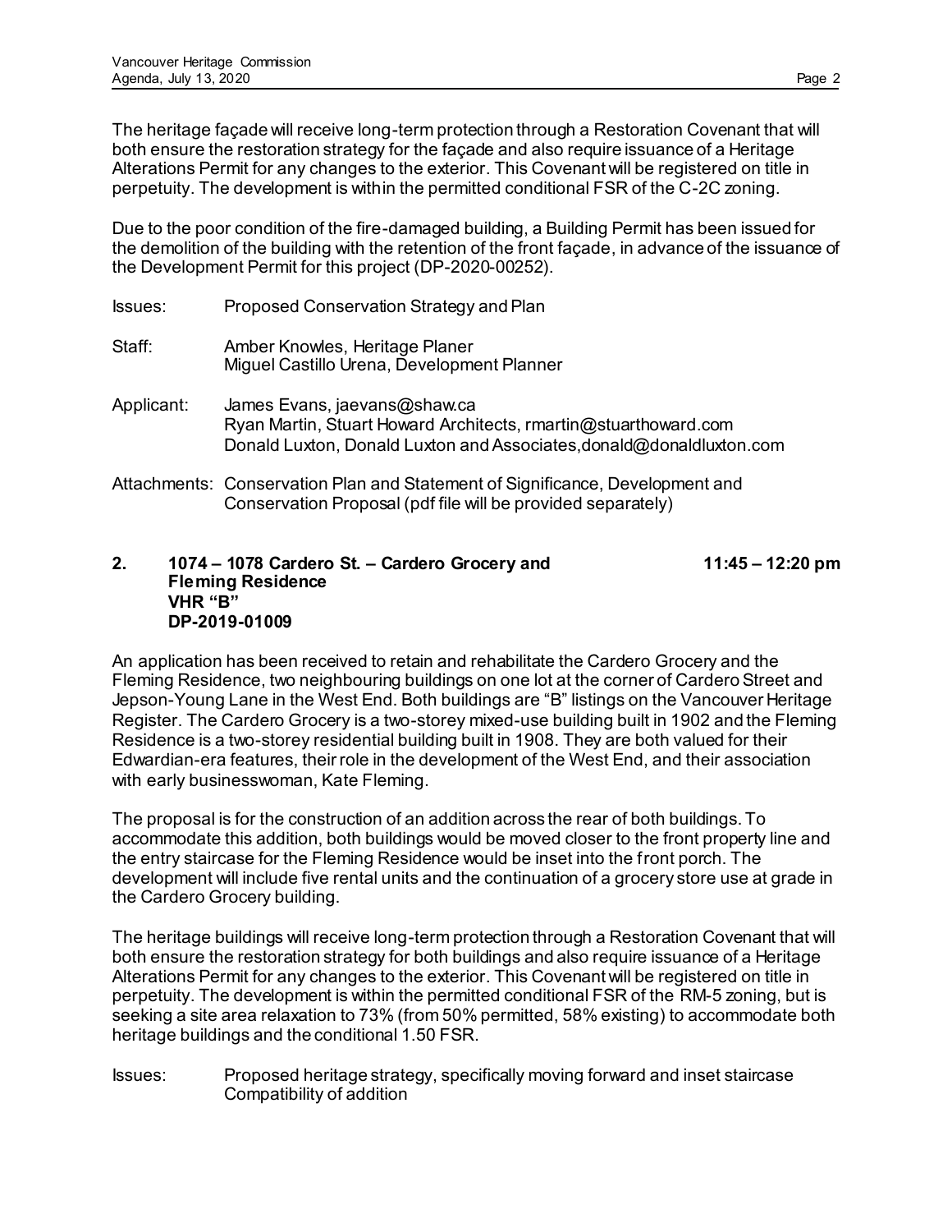The heritage façade will receive long-term protection through a Restoration Covenant that will both ensure the restoration strategy for the façade and also require issuance of a Heritage Alterations Permit for any changes to the exterior. This Covenant will be registered on title in perpetuity. The development is within the permitted conditional FSR of the C-2C zoning.

Due to the poor condition of the fire-damaged building, a Building Permit has been issued for the demolition of the building with the retention of the front façade, in advance of the issuance of the Development Permit for this project (DP-2020-00252).

Issues: Proposed Conservation Strategy and Plan

Staff: Amber Knowles, Heritage Planer
Miguel Castillo Urena, Development Planner

Applicant: James Evans, jaevans@shaw.ca
Ryan Martin, Stuart Howard Architects, rmartin@stuarthoward.com
Donald Luxton, Donald Luxton and Associates,donald@donaldluxton.com

Attachments: Conservation Plan and Statement of Significance, Development and Conservation Proposal (pdf file will be provided separately)

**2. 1074 – 1078 Cardero St. – Cardero Grocery and Fleming Residence VHR "B" DP-2019-01009** **11:45 – 12:20 pm**

An application has been received to retain and rehabilitate the Cardero Grocery and the Fleming Residence, two neighbouring buildings on one lot at the corner of Cardero Street and Jepson-Young Lane in the West End. Both buildings are "B" listings on the Vancouver Heritage Register. The Cardero Grocery is a two-storey mixed-use building built in 1902 and the Fleming Residence is a two-storey residential building built in 1908. They are both valued for their Edwardian-era features, their role in the development of the West End, and their association with early businesswoman, Kate Fleming.

The proposal is for the construction of an addition across the rear of both buildings. To accommodate this addition, both buildings would be moved closer to the front property line and the entry staircase for the Fleming Residence would be inset into the front porch. The development will include five rental units and the continuation of a grocery store use at grade in the Cardero Grocery building.

The heritage buildings will receive long-term protection through a Restoration Covenant that will both ensure the restoration strategy for both buildings and also require issuance of a Heritage Alterations Permit for any changes to the exterior. This Covenant will be registered on title in perpetuity. The development is within the permitted conditional FSR of the RM-5 zoning, but is seeking a site area relaxation to 73% (from 50% permitted, 58% existing) to accommodate both heritage buildings and the conditional 1.50 FSR.

Issues: Proposed heritage strategy, specifically moving forward and inset staircase
Compatibility of addition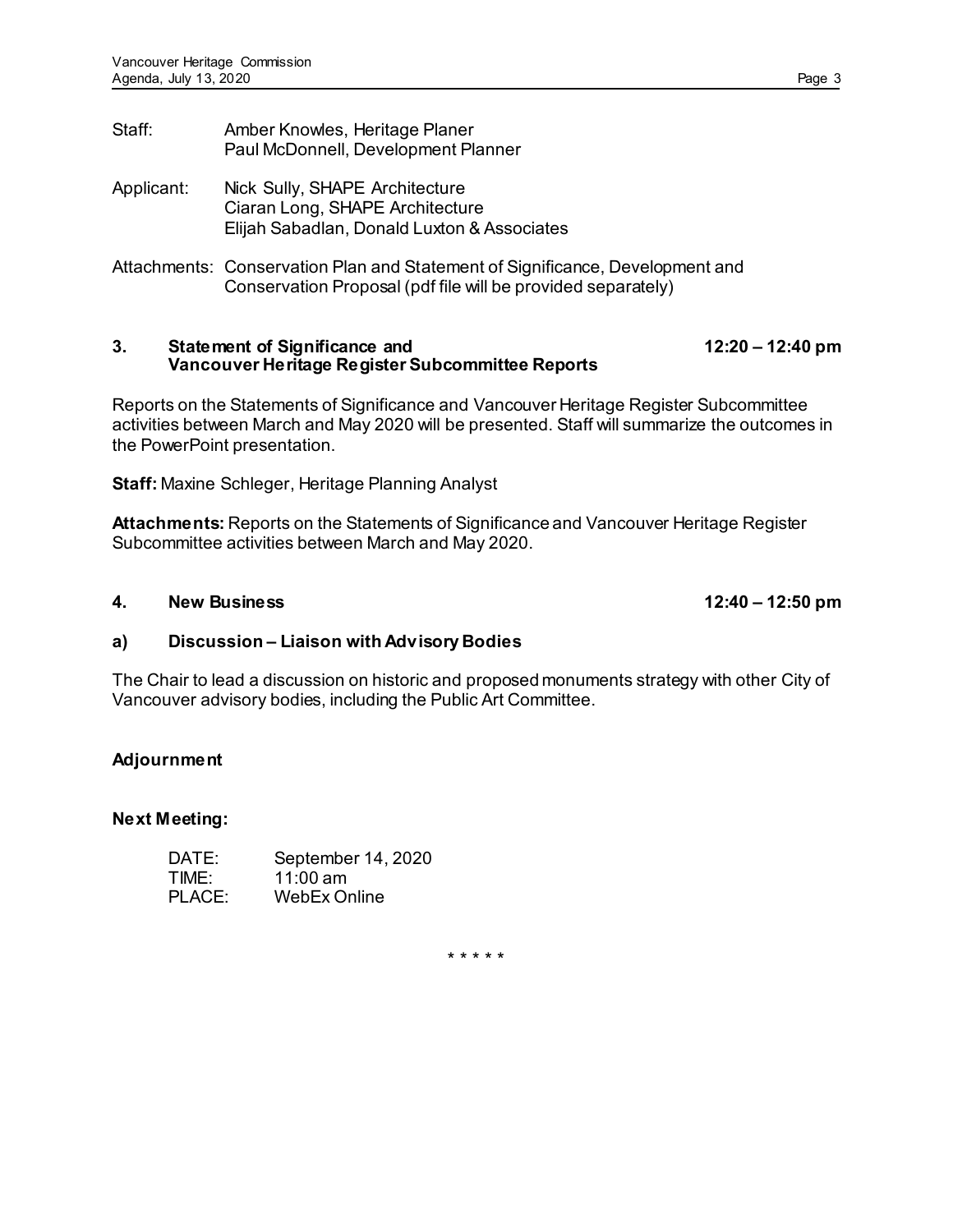Staff: Amber Knowles, Heritage Planer
Paul McDonnell, Development Planner

Applicant: Nick Sully, SHAPE Architecture
Ciaran Long, SHAPE Architecture
Elijah Sabadlan, Donald Luxton & Associates

Attachments: Conservation Plan and Statement of Significance, Development and Conservation Proposal (pdf file will be provided separately)

**3. Statement of Significance and Vancouver Heritage Register Subcommittee Reports** **12:20 – 12:40 pm**

Reports on the Statements of Significance and Vancouver Heritage Register Subcommittee activities between March and May 2020 will be presented. Staff will summarize the outcomes in the PowerPoint presentation.

**Staff:** Maxine Schleger, Heritage Planning Analyst

**Attachments:** Reports on the Statements of Significance and Vancouver Heritage Register Subcommittee activities between March and May 2020.

**4. New Business** **12:40 – 12:50 pm**

**a) Discussion – Liaison with Advisory Bodies**

The Chair to lead a discussion on historic and proposed monuments strategy with other City of Vancouver advisory bodies, including the Public Art Committee.

**Adjournment**

**Next Meeting:**

DATE: September 14, 2020
TIME: 11:00 am
PLACE: WebEx Online

\* \* \* \* \*